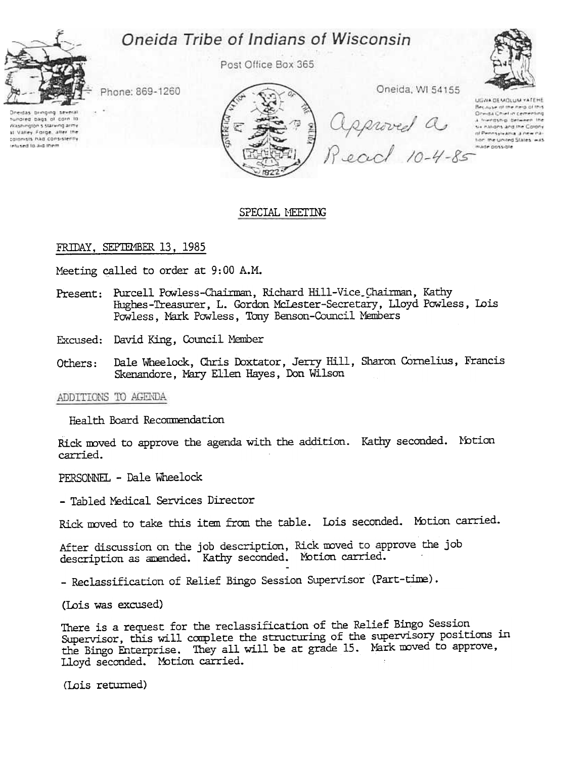# Oneida Tribe of Indians of Wisconsin

Post Office Box 365

Phone: 869-1260

Oneida, WI 54155

Oneidas bringing several hundred bags of corn to Washington's starving army at Valley Forge, after the colonists had consistently refused to aid them.

UGWA DEMOLUM YATEHE Because of the help of this Oneida Chief in cementing a friendship between the six nations and the Colony of Pennsylvania, a new nation, the United States, was made possible.

Approved a Read 10-4-85

## SPECIAL MEETING

FRIDAY, SEPTEMBER 13, 1985

Meeting called to order at 9:00 A.M.

Present: Purcell Powless-Chairman, Richard Hill-Vice Chairman, Kathy Hughes-Treasurer, L. Gordon McLester-Secretary, Lloyd Powless, Lois Powless, Mark Powless, Tony Benson-Council Members

Excused: David King, Council Member

Others: Dale Wheelock, Chris Doxtator, Jerry Hill, Sharon Cornelius, Francis Skenandore, Mary Ellen Hayes, Don Wilson

ADDITIONS TO AGENDA

Health Board Recommendation

Rick moved to approve the agenda with the addition. Kathy seconded. Motion carried.

PERSONNEL - Dale Wheelock

- Tabled Medical Services Director

Rick moved to take this item from the table. Lois seconded. Motion carried.

After discussion on the job description, Rick moved to approve the job description as amended. Kathy seconded. Motion carried.

- Reclassification of Relief Bingo Session Supervisor (Part-time).

(Lois was excused)

There is a request for the reclassification of the Relief Bingo Session Supervisor, this will complete the structuring of the supervisory positions in the Bingo Enterprise. They all will be at grade 15. Mark moved to approve, Lloyd seconded. Motion carried.

(Lois returned)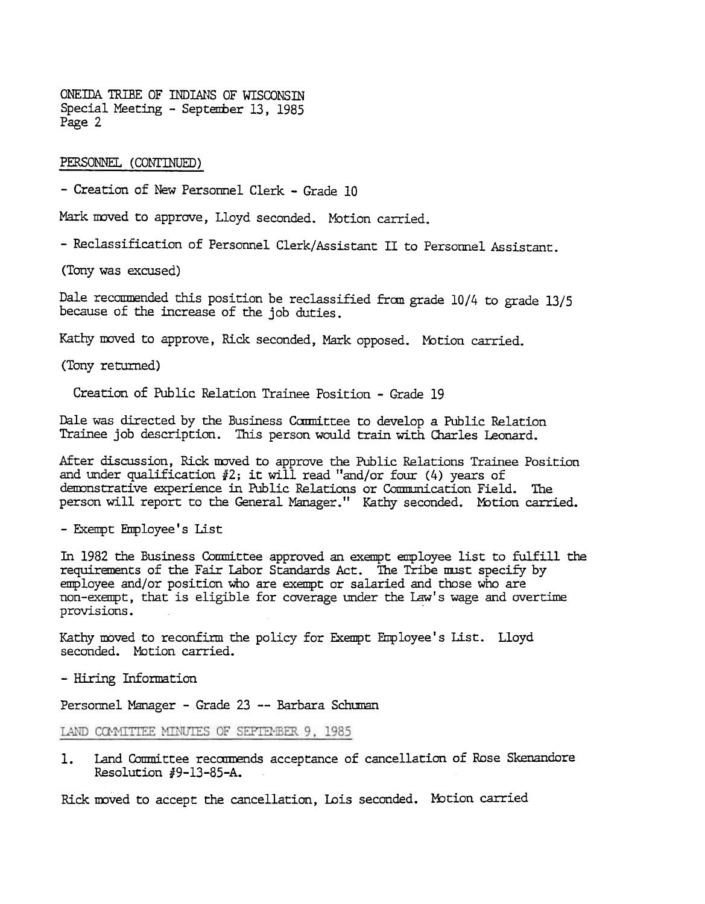ONEIDA TRIBE OF INDIANS OF WISCONSIN
Special Meeting - September 13, 1985

PERSONNEL (CONTINUED)

- Creation of New Personnel Clerk - Grade 10

Mark moved to approve, Lloyd seconded. Motion carried.

- Reclassification of Personnel Clerk/Assistant II to Personnel Assistant.

(Tony was excused)

Dale recommended this position be reclassified from grade 10/4 to grade 13/5 because of the increase of the job duties.

Kathy moved to approve, Rick seconded, Mark opposed. Motion carried.

(Tony returned)

Creation of Public Relation Trainee Position - Grade 19

Dale was directed by the Business Committee to develop a Public Relation Trainee job description. This person would train with Charles Leonard.

After discussion, Rick moved to approve the Public Relations Trainee Position and under qualification #2; it will read "and/or four (4) years of demonstrative experience in Public Relations or Communication Field. The person will report to the General Manager." Kathy seconded. Motion carried.

- Exempt Employee's List

In 1982 the Business Committee approved an exempt employee list to fulfill the requirements of the Fair Labor Standards Act. The Tribe must specify by employee and/or position who are exempt or salaried and those who are non-exempt, that is eligible for coverage under the Law's wage and overtime provisions.

Kathy moved to reconfirm the policy for Exempt Employee's List. Lloyd seconded. Motion carried.

- Hiring Information

Personnel Manager - Grade 23 -- Barbara Schuman

LAND COMMITTEE MINUTES OF SEPTEMBER 9, 1985

1. Land Committee recommends acceptance of cancellation of Rose Skenandore Resolution #9-13-85-A.

Rick moved to accept the cancellation, Lois seconded. Motion carried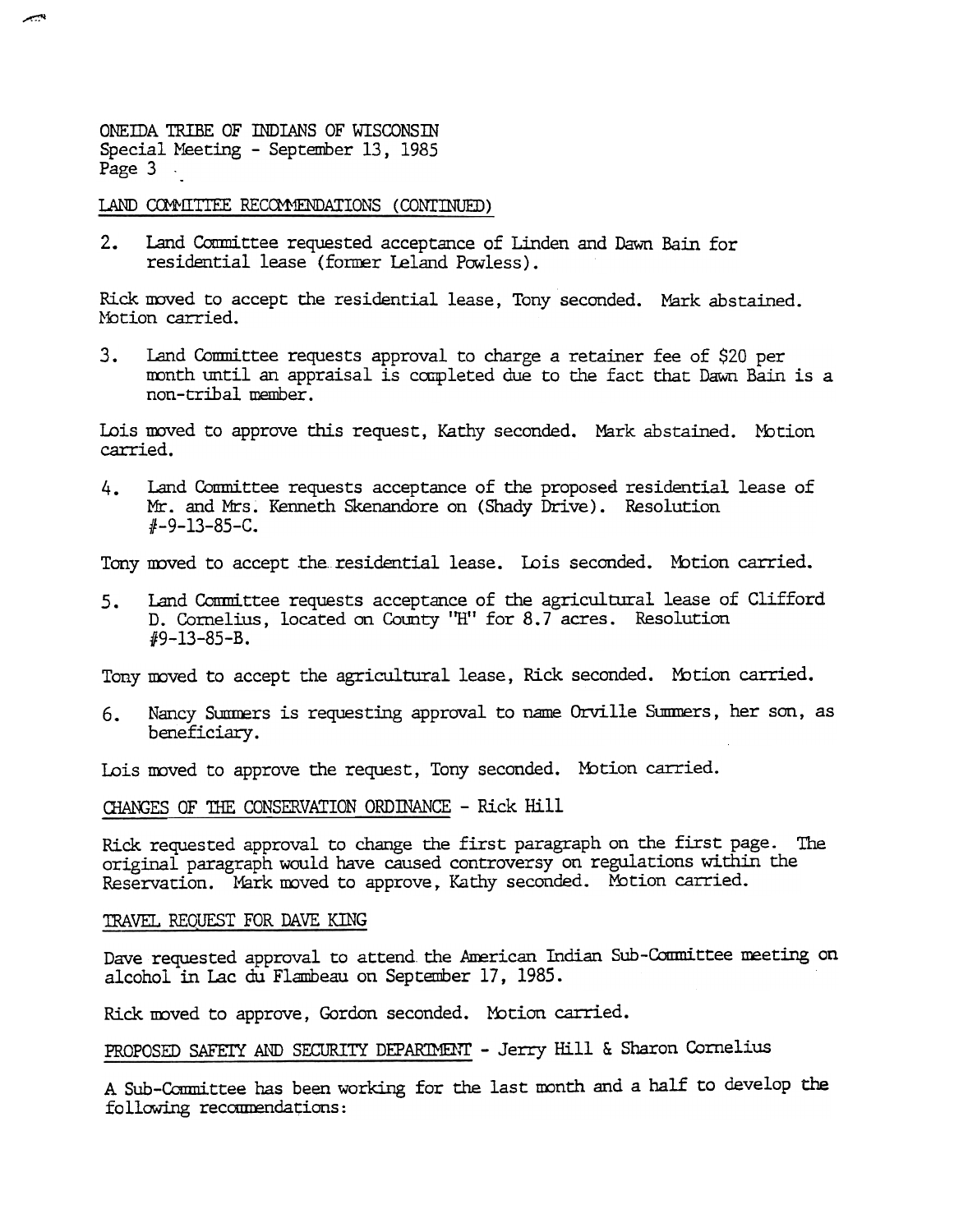LAND COMMITTEE RECOMMENDATIONS (CONTINUED)

2. Land Committee requested acceptance of Linden and Dawn Bain for residential lease (former Leland Powless).

Rick moved to accept the residential lease, Tony seconded. Mark abstained. Motion carried.

3. Land Committee requests approval to charge a retainer fee of $20 per month until an appraisal is completed due to the fact that Dawn Bain is a non-tribal member.

Lois moved to approve this request, Kathy seconded. Mark abstained. Motion carried.

4. Land Committee requests acceptance of the proposed residential lease of Mr. and Mrs. Kenneth Skenandore on (Shady Drive). Resolution #-9-13-85-C.

Tony moved to accept the residential lease. Lois seconded. Motion carried.

5. Land Committee requests acceptance of the agricultural lease of Clifford D. Cornelius, located on County "H" for 8.7 acres. Resolution #9-13-85-B.

Tony moved to accept the agricultural lease, Rick seconded. Motion carried.

6. Nancy Summers is requesting approval to name Orville Summers, her son, as beneficiary.

Lois moved to approve the request, Tony seconded. Motion carried.

CHANGES OF THE CONSERVATION ORDINANCE - Rick Hill

Rick requested approval to change the first paragraph on the first page. The original paragraph would have caused controversy on regulations within the Reservation. Mark moved to approve, Kathy seconded. Motion carried.

TRAVEL REQUEST FOR DAVE KING

Dave requested approval to attend the American Indian Sub-Committee meeting on alcohol in Lac du Flambeau on September 17, 1985.

Rick moved to approve, Gordon seconded. Motion carried.

PROPOSED SAFETY AND SECURITY DEPARTMENT - Jerry Hill & Sharon Cornelius

A Sub-Committee has been working for the last month and a half to develop the following recommendations: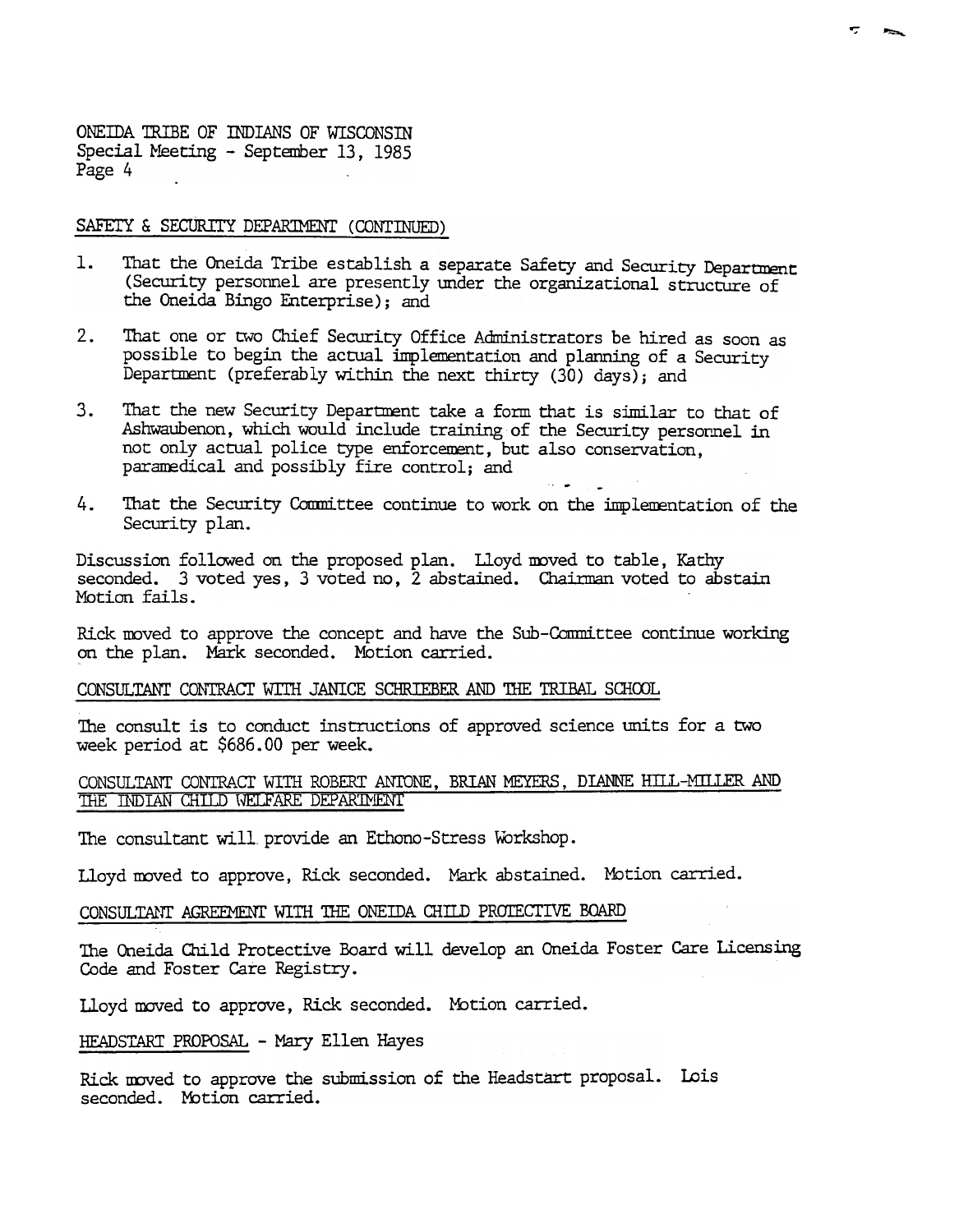ONEIDA TRIBE OF INDIANS OF WISCONSIN
Special Meeting - September 13, 1985
Page 4

SAFETY & SECURITY DEPARTMENT (CONTINUED)

1. That the Oneida Tribe establish a separate Safety and Security Department (Security personnel are presently under the organizational structure of the Oneida Bingo Enterprise); and

2. That one or two Chief Security Office Administrators be hired as soon as possible to begin the actual implementation and planning of a Security Department (preferably within the next thirty (30) days); and

3. That the new Security Department take a form that is similar to that of Ashwaubenon, which would include training of the Security personnel in not only actual police type enforcement, but also conservation, paramedical and possibly fire control; and

4. That the Security Committee continue to work on the implementation of the Security plan.

Discussion followed on the proposed plan. Lloyd moved to table, Kathy seconded. 3 voted yes, 3 voted no, 2 abstained. Chairman voted to abstain Motion fails.

Rick moved to approve the concept and have the Sub-Committee continue working on the plan. Mark seconded. Motion carried.

CONSULTANT CONTRACT WITH JANICE SCHRIEBER AND THE TRIBAL SCHOOL

The consult is to conduct instructions of approved science units for a two week period at $686.00 per week.

CONSULTANT CONTRACT WITH ROBERT ANTONE, BRIAN MEYERS, DIANNE HILL-MILLER AND THE INDIAN CHILD WELFARE DEPARTMENT

The consultant will provide an Ethono-Stress Workshop.

Lloyd moved to approve, Rick seconded. Mark abstained. Motion carried.

CONSULTANT AGREEMENT WITH THE ONEIDA CHILD PROTECTIVE BOARD

The Oneida Child Protective Board will develop an Oneida Foster Care Licensing Code and Foster Care Registry.

Lloyd moved to approve, Rick seconded. Motion carried.

HEADSTART PROPOSAL - Mary Ellen Hayes

Rick moved to approve the submission of the Headstart proposal. Lois seconded. Motion carried.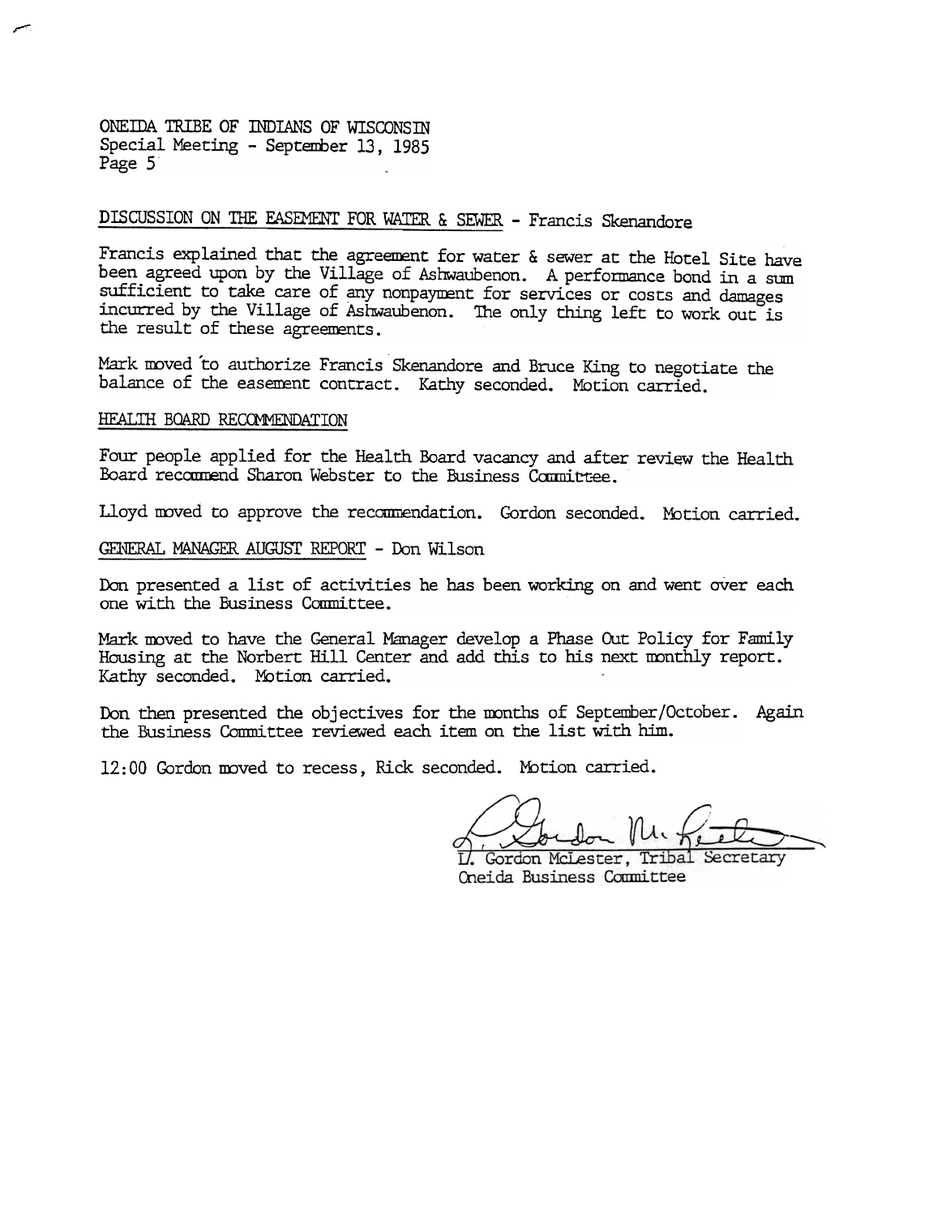ONEIDA TRIBE OF INDIANS OF WISCONSIN
Special Meeting - September 13, 1985
Page 5

DISCUSSION ON THE EASEMENT FOR WATER & SEWER - Francis Skenandore

Francis explained that the agreement for water & sewer at the Hotel Site have been agreed upon by the Village of Ashwaubenon. A performance bond in a sum sufficient to take care of any nonpayment for services or costs and damages incurred by the Village of Ashwaubenon. The only thing left to work out is the result of these agreements.

Mark moved to authorize Francis Skenandore and Bruce King to negotiate the balance of the easement contract. Kathy seconded. Motion carried.

HEALTH BOARD RECOMMENDATION

Four people applied for the Health Board vacancy and after review the Health Board recommend Sharon Webster to the Business Committee.

Lloyd moved to approve the recommendation. Gordon seconded. Motion carried.

GENERAL MANAGER AUGUST REPORT - Don Wilson

Don presented a list of activities he has been working on and went over each one with the Business Committee.

Mark moved to have the General Manager develop a Phase Out Policy for Family Housing at the Norbert Hill Center and add this to his next monthly report. Kathy seconded. Motion carried.

Don then presented the objectives for the months of September/October. Again the Business Committee reviewed each item on the list with him.

12:00 Gordon moved to recess, Rick seconded. Motion carried.

L. Gordon McLester, Tribal Secretary
Oneida Business Committee